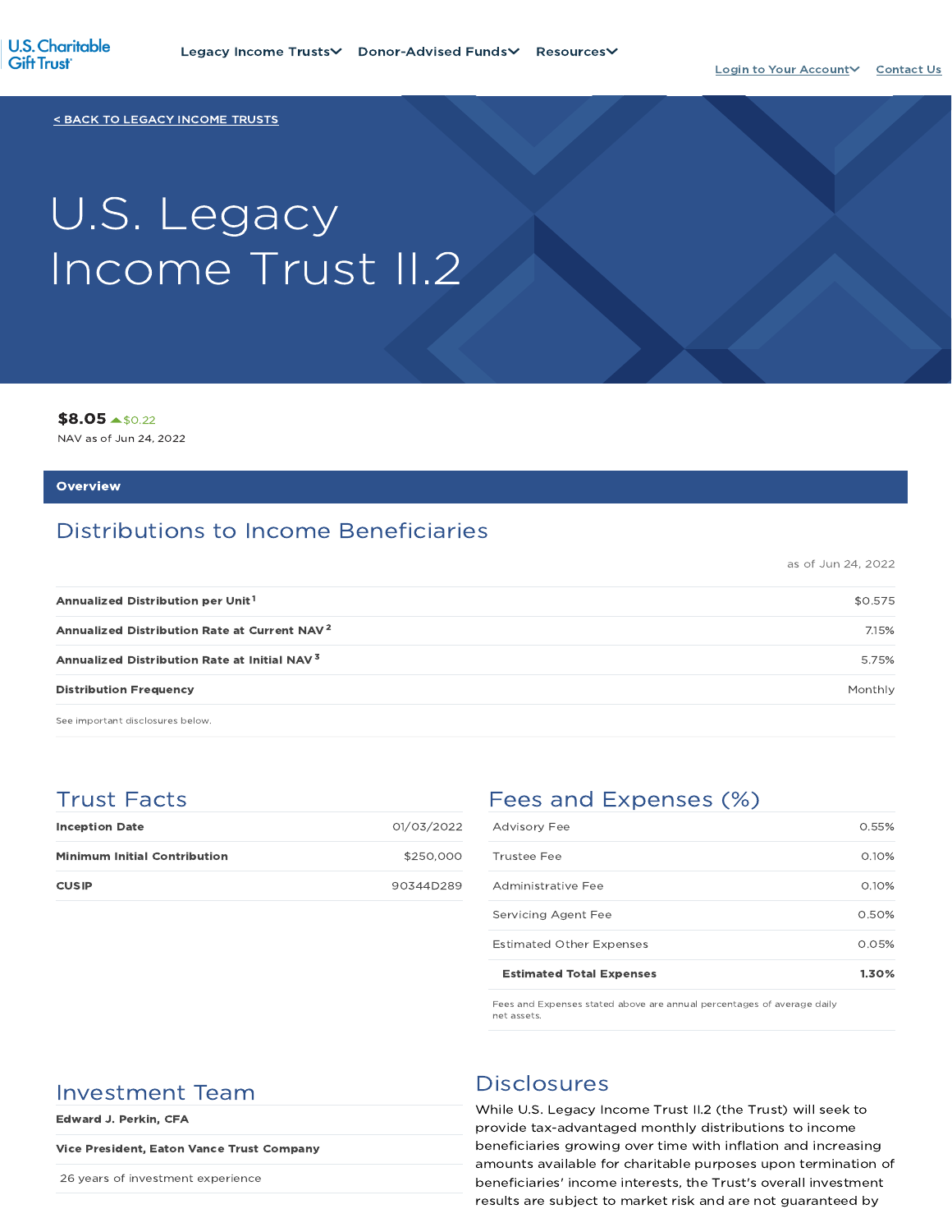U.S. Charitable Gift Trust

Legacy Income Trusts Donor-Advised Funds Resources

Login to Your Account Contact Us

< BACK TO LEGACY INCOME TRUSTS

# U.S. Legacy Income Trust II.2

**$8.05** ▲$0.22

NAV as of Jun 24, 2022

## Overview

### Distributions to Income Beneficiaries

as of Jun 24, 2022

| | |
|---|---|
| **Annualized Distribution per Unit** [1] | $0.575 |
| **Annualized Distribution Rate at Current NAV** [2] | 7.15% |
| **Annualized Distribution Rate at Initial NAV** [3] | 5.75% |
| **Distribution Frequency** | Monthly |

See important disclosures below.

### Trust Facts

| | |
|---|---|
| **Inception Date** | 01/03/2022 |
| **Minimum Initial Contribution** | $250,000 |
| **CUSIP** | 90344D289 |

### Fees and Expenses (%)

| | |
|---|---|
| Advisory Fee | 0.55% |
| Trustee Fee | 0.10% |
| Administrative Fee | 0.10% |
| Servicing Agent Fee | 0.50% |
| Estimated Other Expenses | 0.05% |
| **Estimated Total Expenses** | **1.30%** |

Fees and Expenses stated above are annual percentages of average daily net assets.

### Investment Team

**Edward J. Perkin, CFA**

**Vice President, Eaton Vance Trust Company**

26 years of investment experience

### Disclosures

While U.S. Legacy Income Trust II.2 (the Trust) will seek to provide tax-advantaged monthly distributions to income beneficiaries growing over time with inflation and increasing amounts available for charitable purposes upon termination of beneficiaries' income interests, the Trust's overall investment results are subject to market risk and are not guaranteed by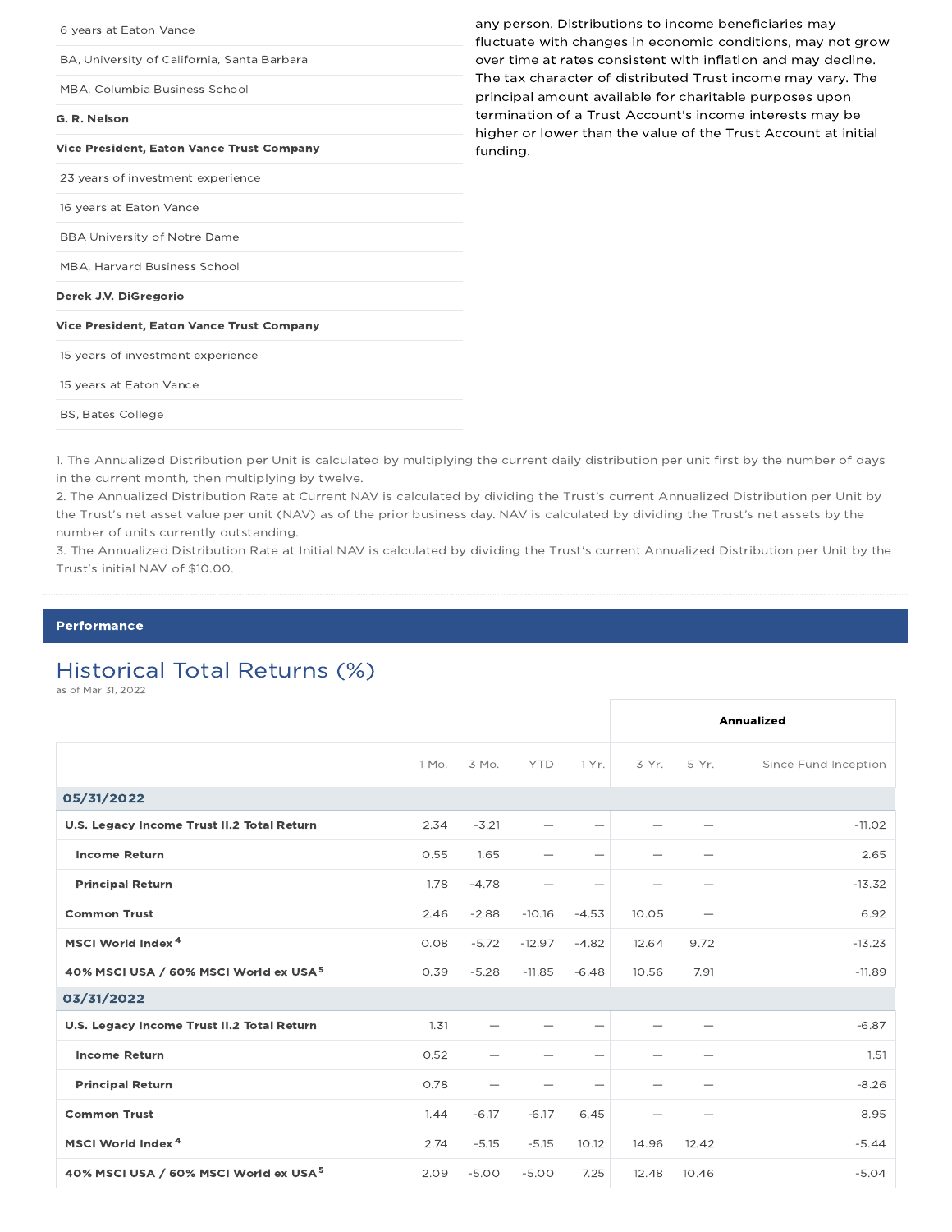| |
|---|
| 6 years at Eaton Vance |
| BA, University of California, Santa Barbara |
| MBA, Columbia Business School |
| **G. R. Nelson** |
| **Vice President, Eaton Vance Trust Company** |
| 23 years of investment experience |
| 16 years at Eaton Vance |
| BBA University of Notre Dame |
| MBA, Harvard Business School |
| **Derek J.V. DiGregorio** |
| **Vice President, Eaton Vance Trust Company** |
| 15 years of investment experience |
| 15 years at Eaton Vance |
| BS, Bates College |

any person. Distributions to income beneficiaries may fluctuate with changes in economic conditions, may not grow over time at rates consistent with inflation and may decline. The tax character of distributed Trust income may vary. The principal amount available for charitable purposes upon termination of a Trust Account's income interests may be higher or lower than the value of the Trust Account at initial funding.

1. The Annualized Distribution per Unit is calculated by multiplying the current daily distribution per unit first by the number of days in the current month, then multiplying by twelve.
2. The Annualized Distribution Rate at Current NAV is calculated by dividing the Trust's current Annualized Distribution per Unit by the Trust's net asset value per unit (NAV) as of the prior business day. NAV is calculated by dividing the Trust's net assets by the number of units currently outstanding.
3. The Annualized Distribution Rate at Initial NAV is calculated by dividing the Trust's current Annualized Distribution per Unit by the Trust's initial NAV of $10.00.

## Performance

### Historical Total Returns (%)

as of Mar 31, 2022

| | | | | | Annualized | | |
|---|---|---|---|---|---|---|---|
| | 1 Mo. | 3 Mo. | YTD | 1 Yr. | 3 Yr. | 5 Yr. | Since Fund Inception |
| **05/31/2022** | | | | | | | |
| **U.S. Legacy Income Trust II.2 Total Return** | 2.34 | -3.21 | — | — | — | — | -11.02 |
| **Income Return** | 0.55 | 1.65 | — | — | — | — | 2.65 |
| **Principal Return** | 1.78 | -4.78 | — | — | — | — | -13.32 |
| **Common Trust** | 2.46 | -2.88 | -10.16 | -4.53 | 10.05 | — | 6.92 |
| **MSCI World Index** [4] | 0.08 | -5.72 | -12.97 | -4.82 | 12.64 | 9.72 | -13.23 |
| **40% MSCI USA / 60% MSCI World ex USA** [5] | 0.39 | -5.28 | -11.85 | -6.48 | 10.56 | 7.91 | -11.89 |
| **03/31/2022** | | | | | | | |
| **U.S. Legacy Income Trust II.2 Total Return** | 1.31 | — | — | — | — | — | -6.87 |
| **Income Return** | 0.52 | — | — | — | — | — | 1.51 |
| **Principal Return** | 0.78 | — | — | — | — | — | -8.26 |
| **Common Trust** | 1.44 | -6.17 | -6.17 | 6.45 | — | — | 8.95 |
| **MSCI World Index** [4] | 2.74 | -5.15 | -5.15 | 10.12 | 14.96 | 12.42 | -5.44 |
| **40% MSCI USA / 60% MSCI World ex USA** [5] | 2.09 | -5.00 | -5.00 | 7.25 | 12.48 | 10.46 | -5.04 |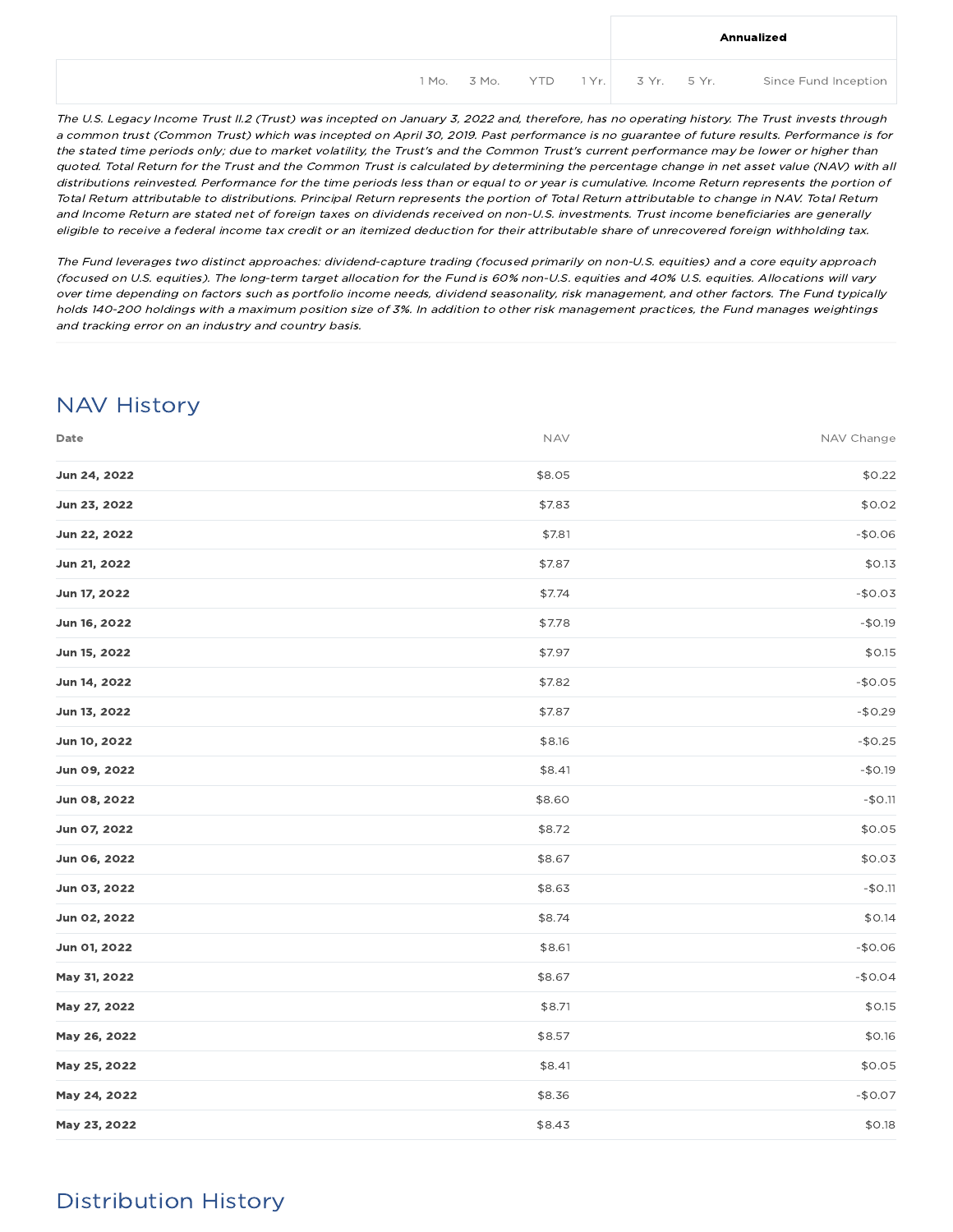| | 1 Mo. | 3 Mo. | YTD | 1 Yr. | Annualized | | |
|---|---|---|---|---|---|---|---|
| | | | | | 3 Yr. | 5 Yr. | Since Fund Inception |

*The U.S. Legacy Income Trust II.2 (Trust) was incepted on January 3, 2022 and, therefore, has no operating history. The Trust invests through a common trust (Common Trust) which was incepted on April 30, 2019. Past performance is no guarantee of future results. Performance is for the stated time periods only; due to market volatility, the Trust's and the Common Trust's current performance may be lower or higher than quoted. Total Return for the Trust and the Common Trust is calculated by determining the percentage change in net asset value (NAV) with all distributions reinvested. Performance for the time periods less than or equal to or year is cumulative. Income Return represents the portion of Total Return attributable to distributions. Principal Return represents the portion of Total Return attributable to change in NAV. Total Return and Income Return are stated net of foreign taxes on dividends received on non-U.S. investments. Trust income beneficiaries are generally eligible to receive a federal income tax credit or an itemized deduction for their attributable share of unrecovered foreign withholding tax.*

*The Fund leverages two distinct approaches: dividend-capture trading (focused primarily on non-U.S. equities) and a core equity approach (focused on U.S. equities). The long-term target allocation for the Fund is 60% non-U.S. equities and 40% U.S. equities. Allocations will vary over time depending on factors such as portfolio income needs, dividend seasonality, risk management, and other factors. The Fund typically holds 140-200 holdings with a maximum position size of 3%. In addition to other risk management practices, the Fund manages weightings and tracking error on an industry and country basis.*

## NAV History

| Date | NAV | NAV Change |
|---|---|---|
| **Jun 24, 2022** | $8.05 | $0.22 |
| **Jun 23, 2022** | $7.83 | $0.02 |
| **Jun 22, 2022** | $7.81 | -$0.06 |
| **Jun 21, 2022** | $7.87 | $0.13 |
| **Jun 17, 2022** | $7.74 | -$0.03 |
| **Jun 16, 2022** | $7.78 | -$0.19 |
| **Jun 15, 2022** | $7.97 | $0.15 |
| **Jun 14, 2022** | $7.82 | -$0.05 |
| **Jun 13, 2022** | $7.87 | -$0.29 |
| **Jun 10, 2022** | $8.16 | -$0.25 |
| **Jun 09, 2022** | $8.41 | -$0.19 |
| **Jun 08, 2022** | $8.60 | -$0.11 |
| **Jun 07, 2022** | $8.72 | $0.05 |
| **Jun 06, 2022** | $8.67 | $0.03 |
| **Jun 03, 2022** | $8.63 | -$0.11 |
| **Jun 02, 2022** | $8.74 | $0.14 |
| **Jun 01, 2022** | $8.61 | -$0.06 |
| **May 31, 2022** | $8.67 | -$0.04 |
| **May 27, 2022** | $8.71 | $0.15 |
| **May 26, 2022** | $8.57 | $0.16 |
| **May 25, 2022** | $8.41 | $0.05 |
| **May 24, 2022** | $8.36 | -$0.07 |
| **May 23, 2022** | $8.43 | $0.18 |

## Distribution History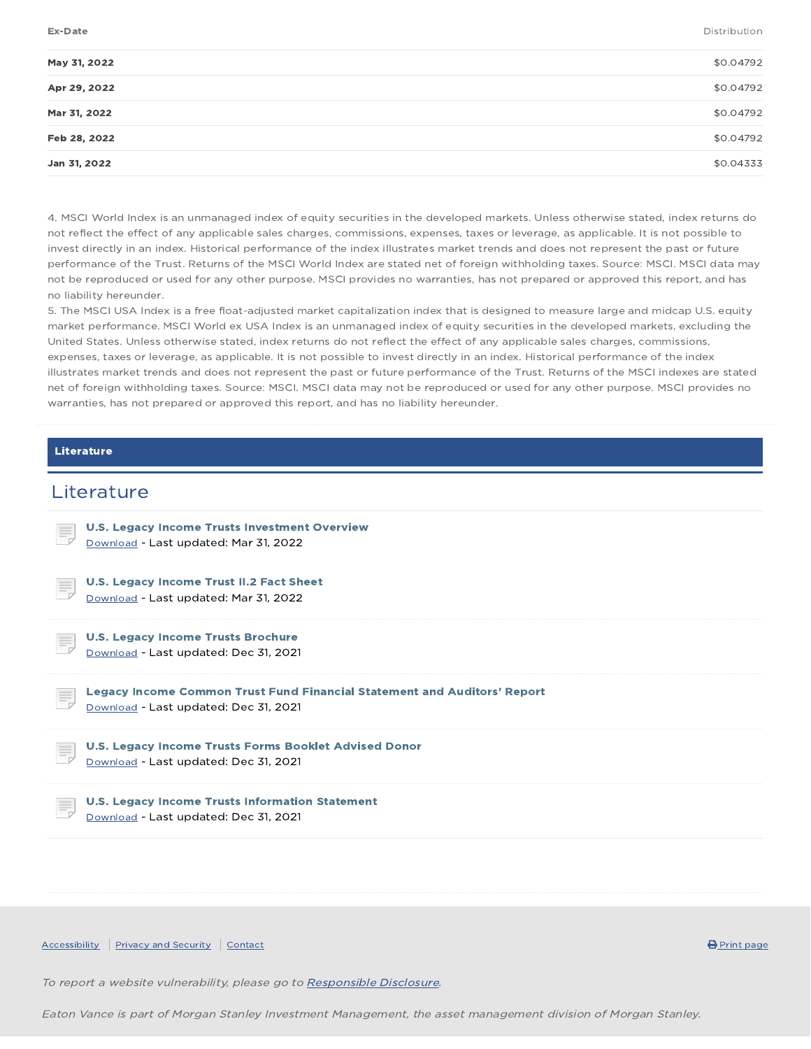| Ex-Date | Distribution |
| --- | --- |
| **May 31, 2022** | $0.04792 |
| **Apr 29, 2022** | $0.04792 |
| **Mar 31, 2022** | $0.04792 |
| **Feb 28, 2022** | $0.04792 |
| **Jan 31, 2022** | $0.04333 |

4. MSCI World Index is an unmanaged index of equity securities in the developed markets. Unless otherwise stated, index returns do not reflect the effect of any applicable sales charges, commissions, expenses, taxes or leverage, as applicable. It is not possible to invest directly in an index. Historical performance of the index illustrates market trends and does not represent the past or future performance of the Trust. Returns of the MSCI World Index are stated net of foreign withholding taxes. Source: MSCI. MSCI data may not be reproduced or used for any other purpose. MSCI provides no warranties, has not prepared or approved this report, and has no liability hereunder.

5. The MSCI USA Index is a free float-adjusted market capitalization index that is designed to measure large and midcap U.S. equity market performance. MSCI World ex USA Index is an unmanaged index of equity securities in the developed markets, excluding the United States. Unless otherwise stated, index returns do not reflect the effect of any applicable sales charges, commissions, expenses, taxes or leverage, as applicable. It is not possible to invest directly in an index. Historical performance of the index illustrates market trends and does not represent the past or future performance of the Trust. Returns of the MSCI indexes are stated net of foreign withholding taxes. Source: MSCI. MSCI data may not be reproduced or used for any other purpose. MSCI provides no warranties, has not prepared or approved this report, and has no liability hereunder.

## Literature

# Literature

**U.S. Legacy Income Trusts Investment Overview**
Download - Last updated: Mar 31, 2022

**U.S. Legacy Income Trust II.2 Fact Sheet**
Download - Last updated: Mar 31, 2022

**U.S. Legacy Income Trusts Brochure**
Download - Last updated: Dec 31, 2021

**Legacy Income Common Trust Fund Financial Statement and Auditors' Report**
Download - Last updated: Dec 31, 2021

**U.S. Legacy Income Trusts Forms Booklet Advised Donor**
Download - Last updated: Dec 31, 2021

**U.S. Legacy Income Trusts Information Statement**
Download - Last updated: Dec 31, 2021

Accessibility | Privacy and Security | Contact

Print page

*To report a website vulnerability, please go to Responsible Disclosure.*

*Eaton Vance is part of Morgan Stanley Investment Management, the asset management division of Morgan Stanley.*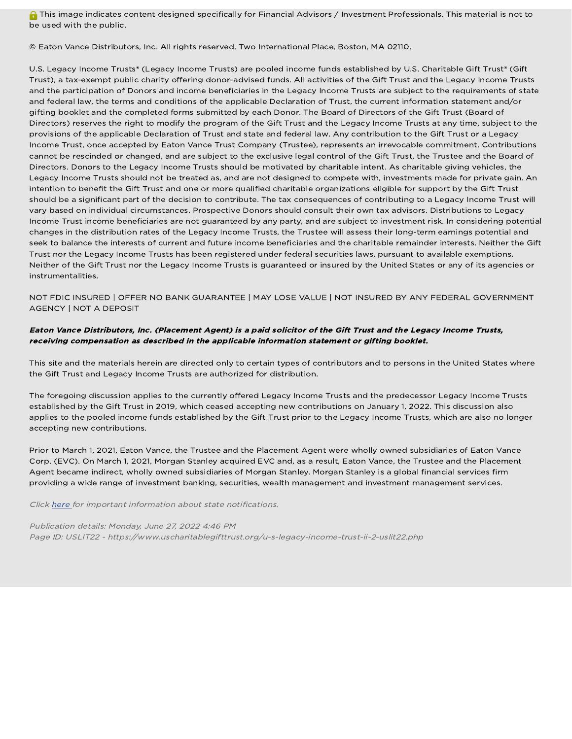This image indicates content designed specifically for Financial Advisors / Investment Professionals. This material is not to be used with the public.

© Eaton Vance Distributors, Inc. All rights reserved. Two International Place, Boston, MA 02110.

U.S. Legacy Income Trusts® (Legacy Income Trusts) are pooled income funds established by U.S. Charitable Gift Trust® (Gift Trust), a tax-exempt public charity offering donor-advised funds. All activities of the Gift Trust and the Legacy Income Trusts and the participation of Donors and income beneficiaries in the Legacy Income Trusts are subject to the requirements of state and federal law, the terms and conditions of the applicable Declaration of Trust, the current information statement and/or gifting booklet and the completed forms submitted by each Donor. The Board of Directors of the Gift Trust (Board of Directors) reserves the right to modify the program of the Gift Trust and the Legacy Income Trusts at any time, subject to the provisions of the applicable Declaration of Trust and state and federal law. Any contribution to the Gift Trust or a Legacy Income Trust, once accepted by Eaton Vance Trust Company (Trustee), represents an irrevocable commitment. Contributions cannot be rescinded or changed, and are subject to the exclusive legal control of the Gift Trust, the Trustee and the Board of Directors. Donors to the Legacy Income Trusts should be motivated by charitable intent. As charitable giving vehicles, the Legacy Income Trusts should not be treated as, and are not designed to compete with, investments made for private gain. An intention to benefit the Gift Trust and one or more qualified charitable organizations eligible for support by the Gift Trust should be a significant part of the decision to contribute. The tax consequences of contributing to a Legacy Income Trust will vary based on individual circumstances. Prospective Donors should consult their own tax advisors. Distributions to Legacy Income Trust income beneficiaries are not guaranteed by any party, and are subject to investment risk. In considering potential changes in the distribution rates of the Legacy Income Trusts, the Trustee will assess their long-term earnings potential and seek to balance the interests of current and future income beneficiaries and the charitable remainder interests. Neither the Gift Trust nor the Legacy Income Trusts has been registered under federal securities laws, pursuant to available exemptions. Neither of the Gift Trust nor the Legacy Income Trusts is guaranteed or insured by the United States or any of its agencies or instrumentalities.

NOT FDIC INSURED | OFFER NO BANK GUARANTEE | MAY LOSE VALUE | NOT INSURED BY ANY FEDERAL GOVERNMENT AGENCY | NOT A DEPOSIT

***Eaton Vance Distributors, Inc. (Placement Agent) is a paid solicitor of the Gift Trust and the Legacy Income Trusts, receiving compensation as described in the applicable information statement or gifting booklet.***

This site and the materials herein are directed only to certain types of contributors and to persons in the United States where the Gift Trust and Legacy Income Trusts are authorized for distribution.

The foregoing discussion applies to the currently offered Legacy Income Trusts and the predecessor Legacy Income Trusts established by the Gift Trust in 2019, which ceased accepting new contributions on January 1, 2022. This discussion also applies to the pooled income funds established by the Gift Trust prior to the Legacy Income Trusts, which are also no longer accepting new contributions.

Prior to March 1, 2021, Eaton Vance, the Trustee and the Placement Agent were wholly owned subsidiaries of Eaton Vance Corp. (EVC). On March 1, 2021, Morgan Stanley acquired EVC and, as a result, Eaton Vance, the Trustee and the Placement Agent became indirect, wholly owned subsidiaries of Morgan Stanley. Morgan Stanley is a global financial services firm providing a wide range of investment banking, securities, wealth management and investment management services.

*Click here for important information about state notifications.*

*Publication details: Monday, June 27, 2022 4:46 PM*
*Page ID: USLIT22 - https://www.uscharitablegifttrust.org/u-s-legacy-income-trust-ii-2-uslit22.php*